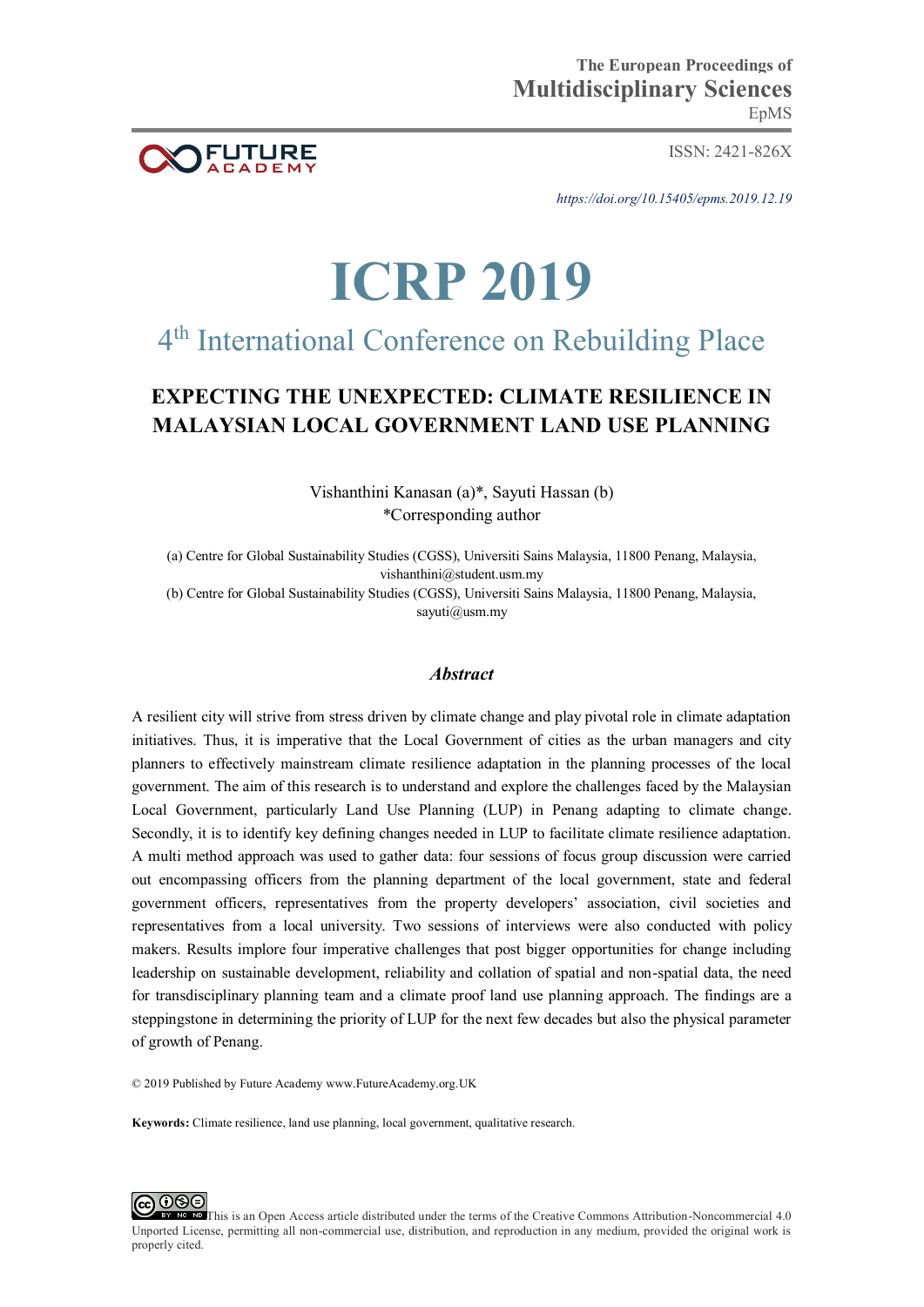The European Proceedings of
**Multidisciplinary Sciences**
EpMS

ISSN: 2421-826X

*https://doi.org/10.15405/epms.2019.12.19*

# ICRP 2019

## 4th International Conference on Rebuilding Place

## EXPECTING THE UNEXPECTED: CLIMATE RESILIENCE IN MALAYSIAN LOCAL GOVERNMENT LAND USE PLANNING

Vishanthini Kanasan (a)*, Sayuti Hassan (b)
*Corresponding author

(a) Centre for Global Sustainability Studies (CGSS), Universiti Sains Malaysia, 11800 Penang, Malaysia, vishanthini@student.usm.my
(b) Centre for Global Sustainability Studies (CGSS), Universiti Sains Malaysia, 11800 Penang, Malaysia, sayuti@usm.my

### *Abstract*

A resilient city will strive from stress driven by climate change and play pivotal role in climate adaptation initiatives. Thus, it is imperative that the Local Government of cities as the urban managers and city planners to effectively mainstream climate resilience adaptation in the planning processes of the local government. The aim of this research is to understand and explore the challenges faced by the Malaysian Local Government, particularly Land Use Planning (LUP) in Penang adapting to climate change. Secondly, it is to identify key defining changes needed in LUP to facilitate climate resilience adaptation. A multi method approach was used to gather data: four sessions of focus group discussion were carried out encompassing officers from the planning department of the local government, state and federal government officers, representatives from the property developers' association, civil societies and representatives from a local university. Two sessions of interviews were also conducted with policy makers. Results implore four imperative challenges that post bigger opportunities for change including leadership on sustainable development, reliability and collation of spatial and non-spatial data, the need for transdisciplinary planning team and a climate proof land use planning approach. The findings are a steppingstone in determining the priority of LUP for the next few decades but also the physical parameter of growth of Penang.

© 2019 Published by Future Academy www.FutureAcademy.org.UK

**Keywords:** Climate resilience, land use planning, local government, qualitative research.

This is an Open Access article distributed under the terms of the Creative Commons Attribution-Noncommercial 4.0 Unported License, permitting all non-commercial use, distribution, and reproduction in any medium, provided the original work is properly cited.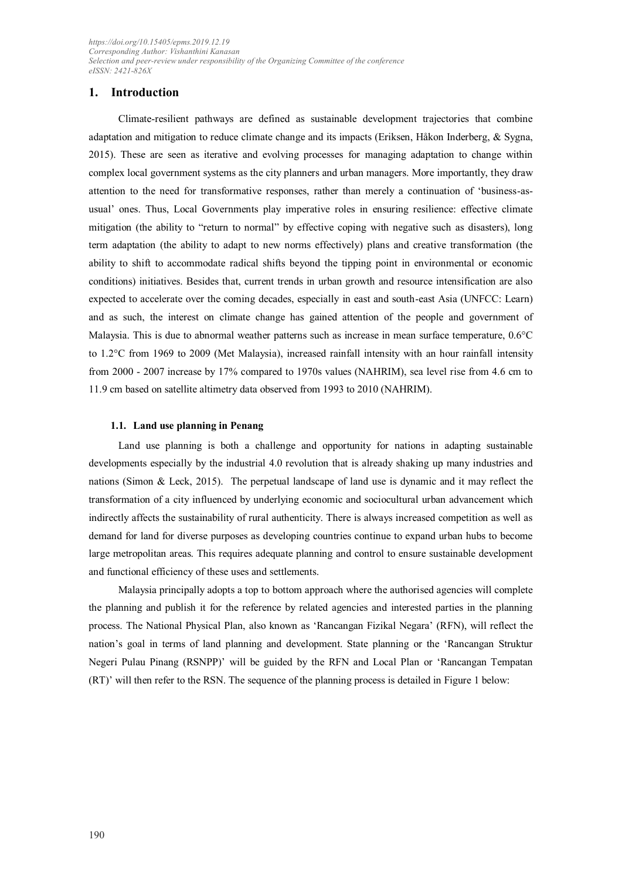## 1. Introduction

Climate-resilient pathways are defined as sustainable development trajectories that combine adaptation and mitigation to reduce climate change and its impacts (Eriksen, Håkon Inderberg, & Sygna, 2015). These are seen as iterative and evolving processes for managing adaptation to change within complex local government systems as the city planners and urban managers. More importantly, they draw attention to the need for transformative responses, rather than merely a continuation of 'business-as-usual' ones. Thus, Local Governments play imperative roles in ensuring resilience: effective climate mitigation (the ability to "return to normal" by effective coping with negative such as disasters), long term adaptation (the ability to adapt to new norms effectively) plans and creative transformation (the ability to shift to accommodate radical shifts beyond the tipping point in environmental or economic conditions) initiatives. Besides that, current trends in urban growth and resource intensification are also expected to accelerate over the coming decades, especially in east and south-east Asia (UNFCC: Learn) and as such, the interest on climate change has gained attention of the people and government of Malaysia. This is due to abnormal weather patterns such as increase in mean surface temperature, 0.6°C to 1.2°C from 1969 to 2009 (Met Malaysia), increased rainfall intensity with an hour rainfall intensity from 2000 - 2007 increase by 17% compared to 1970s values (NAHRIM), sea level rise from 4.6 cm to 11.9 cm based on satellite altimetry data observed from 1993 to 2010 (NAHRIM).

### 1.1. Land use planning in Penang

Land use planning is both a challenge and opportunity for nations in adapting sustainable developments especially by the industrial 4.0 revolution that is already shaking up many industries and nations (Simon & Leck, 2015). The perpetual landscape of land use is dynamic and it may reflect the transformation of a city influenced by underlying economic and sociocultural urban advancement which indirectly affects the sustainability of rural authenticity. There is always increased competition as well as demand for land for diverse purposes as developing countries continue to expand urban hubs to become large metropolitan areas. This requires adequate planning and control to ensure sustainable development and functional efficiency of these uses and settlements.

Malaysia principally adopts a top to bottom approach where the authorised agencies will complete the planning and publish it for the reference by related agencies and interested parties in the planning process. The National Physical Plan, also known as 'Rancangan Fizikal Negara' (RFN), will reflect the nation's goal in terms of land planning and development. State planning or the 'Rancangan Struktur Negeri Pulau Pinang (RSNPP)' will be guided by the RFN and Local Plan or 'Rancangan Tempatan (RT)' will then refer to the RSN. The sequence of the planning process is detailed in Figure 1 below: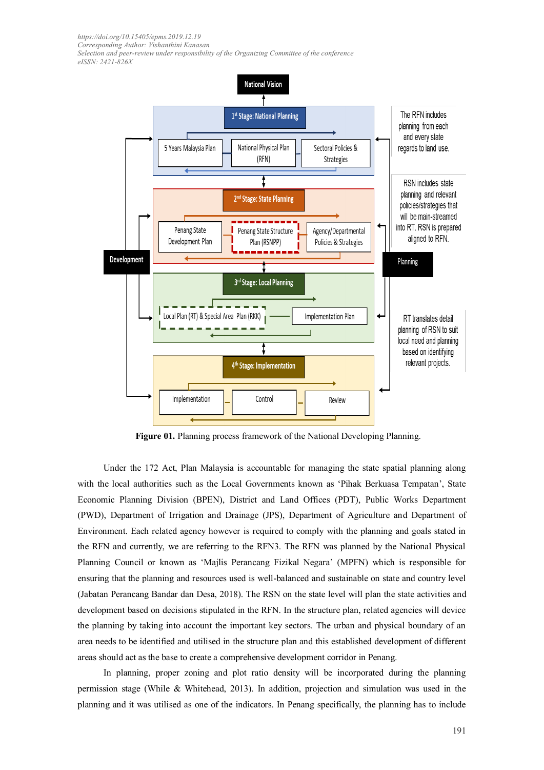**Figure 01.** Planning process framework of the National Developing Planning.

Under the 172 Act, Plan Malaysia is accountable for managing the state spatial planning along with the local authorities such as the Local Governments known as 'Pihak Berkuasa Tempatan', State Economic Planning Division (BPEN), District and Land Offices (PDT), Public Works Department (PWD), Department of Irrigation and Drainage (JPS), Department of Agriculture and Department of Environment. Each related agency however is required to comply with the planning and goals stated in the RFN and currently, we are referring to the RFN3. The RFN was planned by the National Physical Planning Council or known as 'Majlis Perancang Fizikal Negara' (MPFN) which is responsible for ensuring that the planning and resources used is well-balanced and sustainable on state and country level (Jabatan Perancang Bandar dan Desa, 2018). The RSN on the state level will plan the state activities and development based on decisions stipulated in the RFN. In the structure plan, related agencies will device the planning by taking into account the important key sectors. The urban and physical boundary of an area needs to be identified and utilised in the structure plan and this established development of different areas should act as the base to create a comprehensive development corridor in Penang.

In planning, proper zoning and plot ratio density will be incorporated during the planning permission stage (While & Whitehead, 2013). In addition, projection and simulation was used in the planning and it was utilised as one of the indicators. In Penang specifically, the planning has to include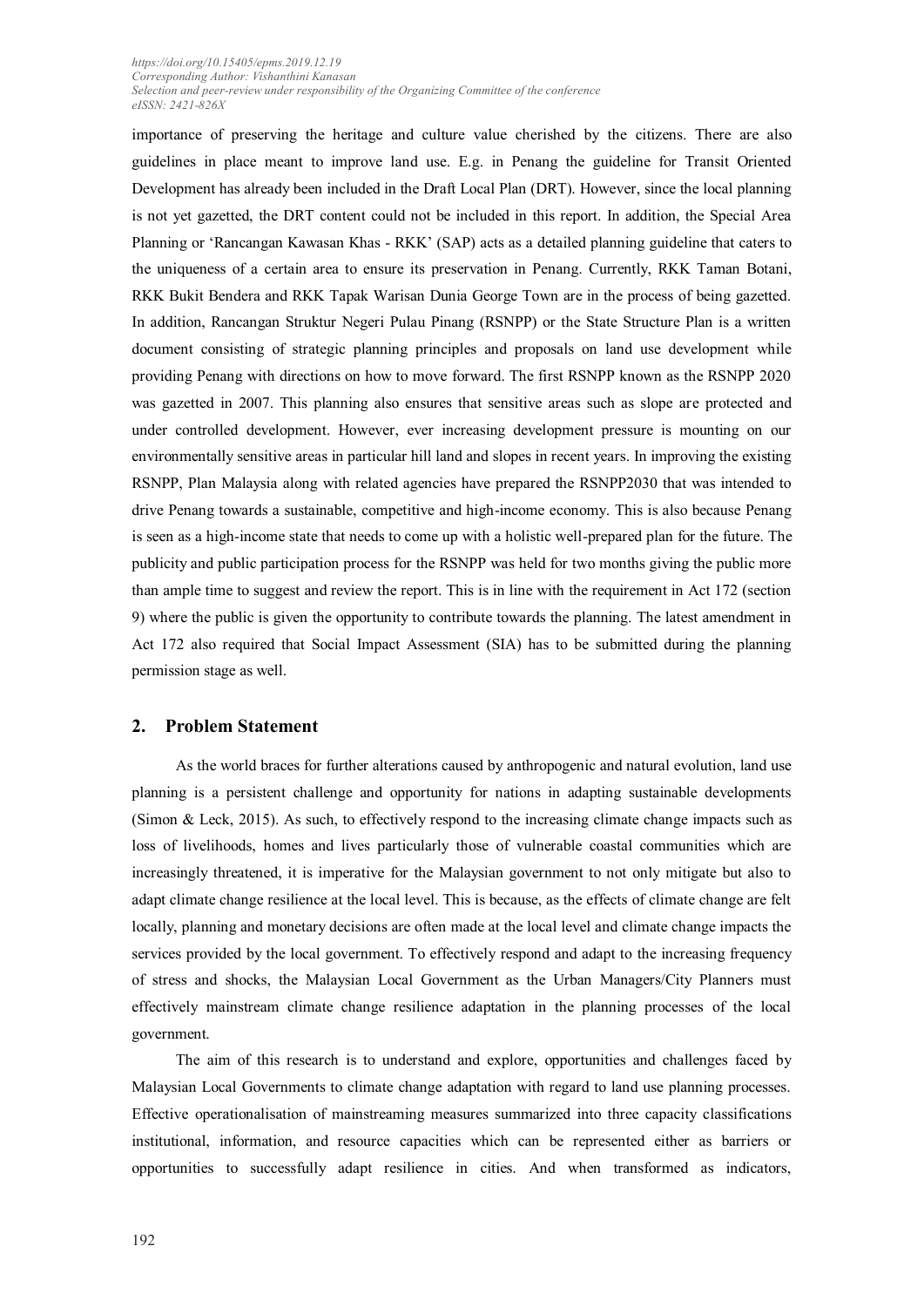importance of preserving the heritage and culture value cherished by the citizens. There are also guidelines in place meant to improve land use. E.g. in Penang the guideline for Transit Oriented Development has already been included in the Draft Local Plan (DRT). However, since the local planning is not yet gazetted, the DRT content could not be included in this report. In addition, the Special Area Planning or 'Rancangan Kawasan Khas - RKK' (SAP) acts as a detailed planning guideline that caters to the uniqueness of a certain area to ensure its preservation in Penang. Currently, RKK Taman Botani, RKK Bukit Bendera and RKK Tapak Warisan Dunia George Town are in the process of being gazetted. In addition, Rancangan Struktur Negeri Pulau Pinang (RSNPP) or the State Structure Plan is a written document consisting of strategic planning principles and proposals on land use development while providing Penang with directions on how to move forward. The first RSNPP known as the RSNPP 2020 was gazetted in 2007. This planning also ensures that sensitive areas such as slope are protected and under controlled development. However, ever increasing development pressure is mounting on our environmentally sensitive areas in particular hill land and slopes in recent years. In improving the existing RSNPP, Plan Malaysia along with related agencies have prepared the RSNPP2030 that was intended to drive Penang towards a sustainable, competitive and high-income economy. This is also because Penang is seen as a high-income state that needs to come up with a holistic well-prepared plan for the future. The publicity and public participation process for the RSNPP was held for two months giving the public more than ample time to suggest and review the report. This is in line with the requirement in Act 172 (section 9) where the public is given the opportunity to contribute towards the planning. The latest amendment in Act 172 also required that Social Impact Assessment (SIA) has to be submitted during the planning permission stage as well.

## 2. Problem Statement

As the world braces for further alterations caused by anthropogenic and natural evolution, land use planning is a persistent challenge and opportunity for nations in adapting sustainable developments (Simon & Leck, 2015). As such, to effectively respond to the increasing climate change impacts such as loss of livelihoods, homes and lives particularly those of vulnerable coastal communities which are increasingly threatened, it is imperative for the Malaysian government to not only mitigate but also to adapt climate change resilience at the local level. This is because, as the effects of climate change are felt locally, planning and monetary decisions are often made at the local level and climate change impacts the services provided by the local government. To effectively respond and adapt to the increasing frequency of stress and shocks, the Malaysian Local Government as the Urban Managers/City Planners must effectively mainstream climate change resilience adaptation in the planning processes of the local government.

The aim of this research is to understand and explore, opportunities and challenges faced by Malaysian Local Governments to climate change adaptation with regard to land use planning processes. Effective operationalisation of mainstreaming measures summarized into three capacity classifications institutional, information, and resource capacities which can be represented either as barriers or opportunities to successfully adapt resilience in cities. And when transformed as indicators,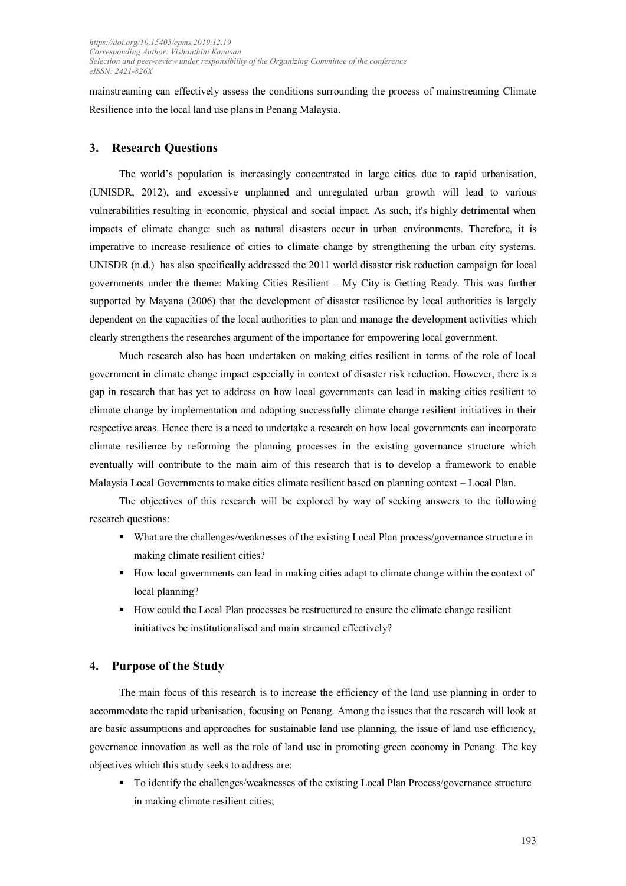mainstreaming can effectively assess the conditions surrounding the process of mainstreaming Climate Resilience into the local land use plans in Penang Malaysia.

## 3. Research Questions

The world's population is increasingly concentrated in large cities due to rapid urbanisation, (UNISDR, 2012), and excessive unplanned and unregulated urban growth will lead to various vulnerabilities resulting in economic, physical and social impact. As such, it's highly detrimental when impacts of climate change: such as natural disasters occur in urban environments. Therefore, it is imperative to increase resilience of cities to climate change by strengthening the urban city systems. UNISDR (n.d.) has also specifically addressed the 2011 world disaster risk reduction campaign for local governments under the theme: Making Cities Resilient – My City is Getting Ready. This was further supported by Mayana (2006) that the development of disaster resilience by local authorities is largely dependent on the capacities of the local authorities to plan and manage the development activities which clearly strengthens the researches argument of the importance for empowering local government.

Much research also has been undertaken on making cities resilient in terms of the role of local government in climate change impact especially in context of disaster risk reduction. However, there is a gap in research that has yet to address on how local governments can lead in making cities resilient to climate change by implementation and adapting successfully climate change resilient initiatives in their respective areas. Hence there is a need to undertake a research on how local governments can incorporate climate resilience by reforming the planning processes in the existing governance structure which eventually will contribute to the main aim of this research that is to develop a framework to enable Malaysia Local Governments to make cities climate resilient based on planning context – Local Plan.

The objectives of this research will be explored by way of seeking answers to the following research questions:

- What are the challenges/weaknesses of the existing Local Plan process/governance structure in making climate resilient cities?
- How local governments can lead in making cities adapt to climate change within the context of local planning?
- How could the Local Plan processes be restructured to ensure the climate change resilient initiatives be institutionalised and main streamed effectively?

## 4. Purpose of the Study

The main focus of this research is to increase the efficiency of the land use planning in order to accommodate the rapid urbanisation, focusing on Penang. Among the issues that the research will look at are basic assumptions and approaches for sustainable land use planning, the issue of land use efficiency, governance innovation as well as the role of land use in promoting green economy in Penang. The key objectives which this study seeks to address are:

- To identify the challenges/weaknesses of the existing Local Plan Process/governance structure in making climate resilient cities;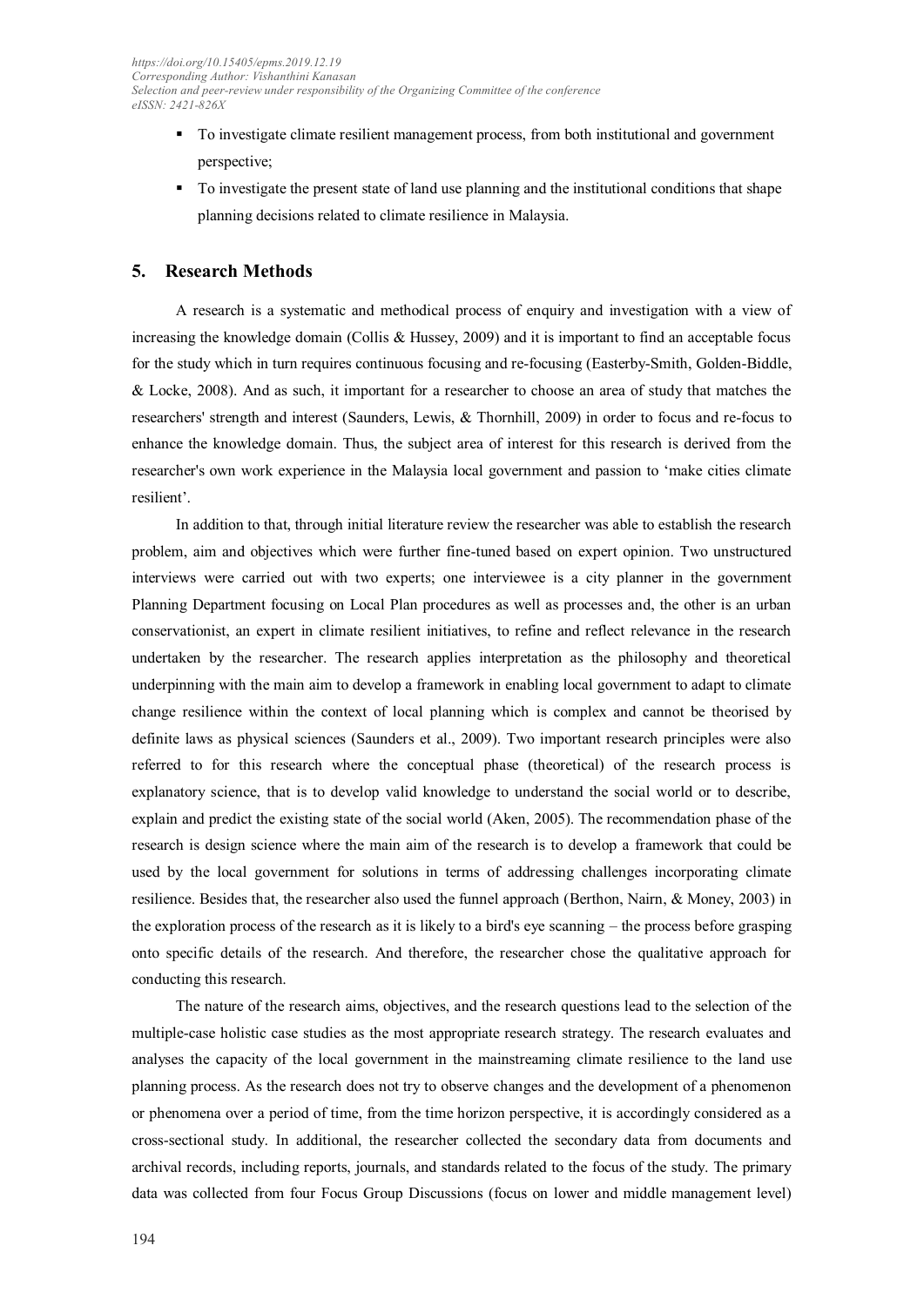- To investigate climate resilient management process, from both institutional and government perspective;
- To investigate the present state of land use planning and the institutional conditions that shape planning decisions related to climate resilience in Malaysia.

## 5. Research Methods

A research is a systematic and methodical process of enquiry and investigation with a view of increasing the knowledge domain (Collis & Hussey, 2009) and it is important to find an acceptable focus for the study which in turn requires continuous focusing and re-focusing (Easterby-Smith, Golden-Biddle, & Locke, 2008). And as such, it important for a researcher to choose an area of study that matches the researchers' strength and interest (Saunders, Lewis, & Thornhill, 2009) in order to focus and re-focus to enhance the knowledge domain. Thus, the subject area of interest for this research is derived from the researcher's own work experience in the Malaysia local government and passion to 'make cities climate resilient'.

In addition to that, through initial literature review the researcher was able to establish the research problem, aim and objectives which were further fine-tuned based on expert opinion. Two unstructured interviews were carried out with two experts; one interviewee is a city planner in the government Planning Department focusing on Local Plan procedures as well as processes and, the other is an urban conservationist, an expert in climate resilient initiatives, to refine and reflect relevance in the research undertaken by the researcher. The research applies interpretation as the philosophy and theoretical underpinning with the main aim to develop a framework in enabling local government to adapt to climate change resilience within the context of local planning which is complex and cannot be theorised by definite laws as physical sciences (Saunders et al., 2009). Two important research principles were also referred to for this research where the conceptual phase (theoretical) of the research process is explanatory science, that is to develop valid knowledge to understand the social world or to describe, explain and predict the existing state of the social world (Aken, 2005). The recommendation phase of the research is design science where the main aim of the research is to develop a framework that could be used by the local government for solutions in terms of addressing challenges incorporating climate resilience. Besides that, the researcher also used the funnel approach (Berthon, Nairn, & Money, 2003) in the exploration process of the research as it is likely to a bird's eye scanning – the process before grasping onto specific details of the research. And therefore, the researcher chose the qualitative approach for conducting this research.

The nature of the research aims, objectives, and the research questions lead to the selection of the multiple-case holistic case studies as the most appropriate research strategy. The research evaluates and analyses the capacity of the local government in the mainstreaming climate resilience to the land use planning process. As the research does not try to observe changes and the development of a phenomenon or phenomena over a period of time, from the time horizon perspective, it is accordingly considered as a cross-sectional study. In additional, the researcher collected the secondary data from documents and archival records, including reports, journals, and standards related to the focus of the study. The primary data was collected from four Focus Group Discussions (focus on lower and middle management level)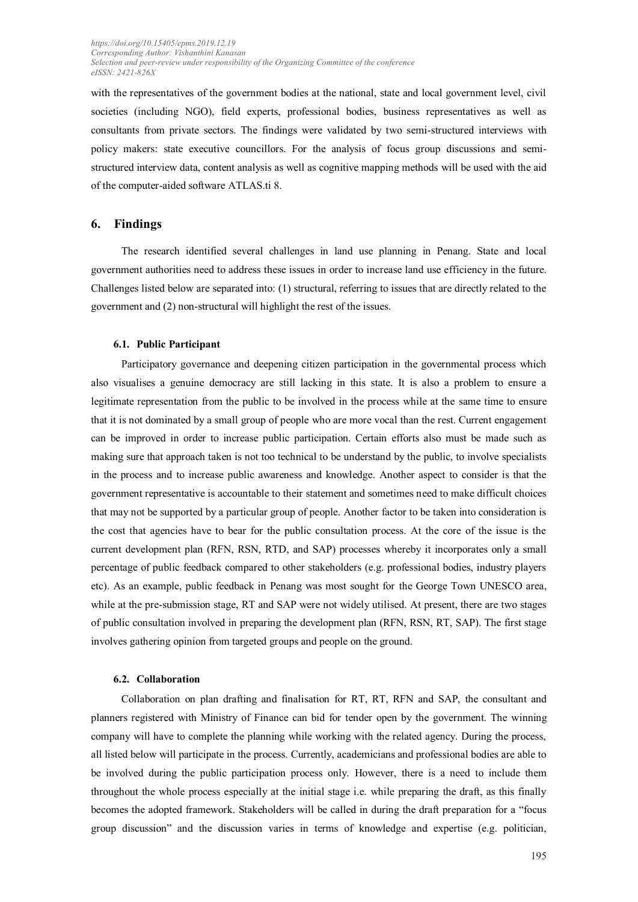with the representatives of the government bodies at the national, state and local government level, civil societies (including NGO), field experts, professional bodies, business representatives as well as consultants from private sectors. The findings were validated by two semi-structured interviews with policy makers: state executive councillors. For the analysis of focus group discussions and semi-structured interview data, content analysis as well as cognitive mapping methods will be used with the aid of the computer-aided software ATLAS.ti 8.

## 6. Findings

The research identified several challenges in land use planning in Penang. State and local government authorities need to address these issues in order to increase land use efficiency in the future. Challenges listed below are separated into: (1) structural, referring to issues that are directly related to the government and (2) non-structural will highlight the rest of the issues.

### 6.1. Public Participant

Participatory governance and deepening citizen participation in the governmental process which also visualises a genuine democracy are still lacking in this state. It is also a problem to ensure a legitimate representation from the public to be involved in the process while at the same time to ensure that it is not dominated by a small group of people who are more vocal than the rest. Current engagement can be improved in order to increase public participation. Certain efforts also must be made such as making sure that approach taken is not too technical to be understand by the public, to involve specialists in the process and to increase public awareness and knowledge. Another aspect to consider is that the government representative is accountable to their statement and sometimes need to make difficult choices that may not be supported by a particular group of people. Another factor to be taken into consideration is the cost that agencies have to bear for the public consultation process. At the core of the issue is the current development plan (RFN, RSN, RTD, and SAP) processes whereby it incorporates only a small percentage of public feedback compared to other stakeholders (e.g. professional bodies, industry players etc). As an example, public feedback in Penang was most sought for the George Town UNESCO area, while at the pre-submission stage, RT and SAP were not widely utilised. At present, there are two stages of public consultation involved in preparing the development plan (RFN, RSN, RT, SAP). The first stage involves gathering opinion from targeted groups and people on the ground.

### 6.2. Collaboration

Collaboration on plan drafting and finalisation for RT, RT, RFN and SAP, the consultant and planners registered with Ministry of Finance can bid for tender open by the government. The winning company will have to complete the planning while working with the related agency. During the process, all listed below will participate in the process. Currently, academicians and professional bodies are able to be involved during the public participation process only. However, there is a need to include them throughout the whole process especially at the initial stage i.e. while preparing the draft, as this finally becomes the adopted framework. Stakeholders will be called in during the draft preparation for a "focus group discussion" and the discussion varies in terms of knowledge and expertise (e.g. politician,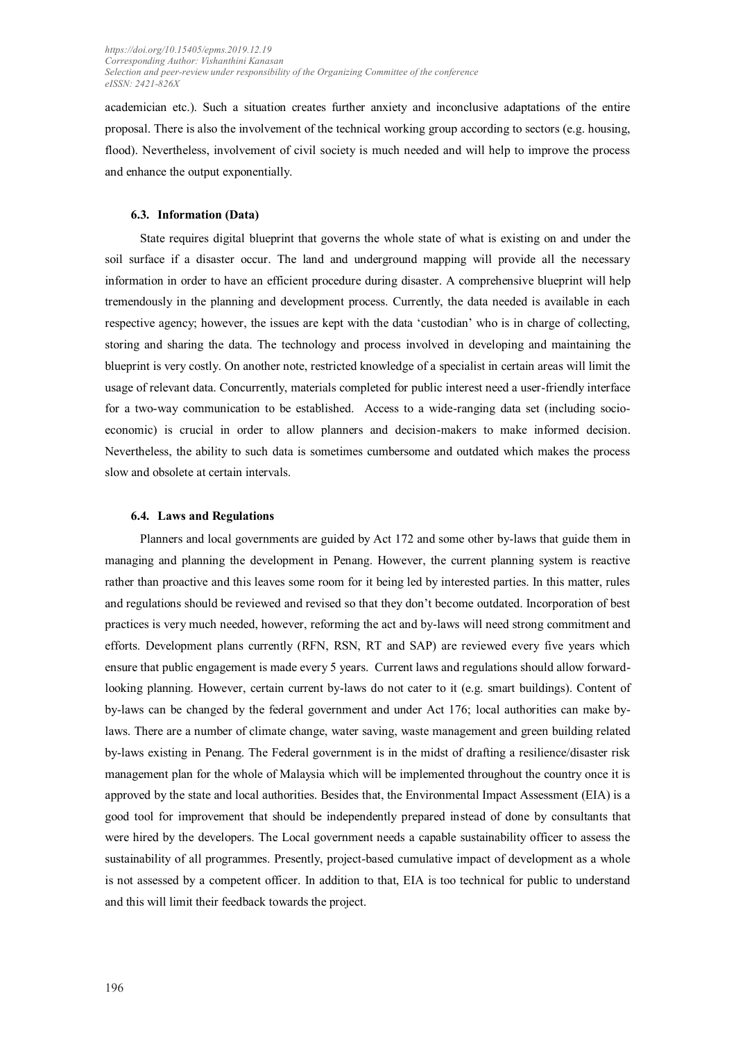academician etc.). Such a situation creates further anxiety and inconclusive adaptations of the entire proposal. There is also the involvement of the technical working group according to sectors (e.g. housing, flood). Nevertheless, involvement of civil society is much needed and will help to improve the process and enhance the output exponentially.

### 6.3. Information (Data)

State requires digital blueprint that governs the whole state of what is existing on and under the soil surface if a disaster occur. The land and underground mapping will provide all the necessary information in order to have an efficient procedure during disaster. A comprehensive blueprint will help tremendously in the planning and development process. Currently, the data needed is available in each respective agency; however, the issues are kept with the data 'custodian' who is in charge of collecting, storing and sharing the data. The technology and process involved in developing and maintaining the blueprint is very costly. On another note, restricted knowledge of a specialist in certain areas will limit the usage of relevant data. Concurrently, materials completed for public interest need a user-friendly interface for a two-way communication to be established. Access to a wide-ranging data set (including socio-economic) is crucial in order to allow planners and decision-makers to make informed decision. Nevertheless, the ability to such data is sometimes cumbersome and outdated which makes the process slow and obsolete at certain intervals.

### 6.4. Laws and Regulations

Planners and local governments are guided by Act 172 and some other by-laws that guide them in managing and planning the development in Penang. However, the current planning system is reactive rather than proactive and this leaves some room for it being led by interested parties. In this matter, rules and regulations should be reviewed and revised so that they don't become outdated. Incorporation of best practices is very much needed, however, reforming the act and by-laws will need strong commitment and efforts. Development plans currently (RFN, RSN, RT and SAP) are reviewed every five years which ensure that public engagement is made every 5 years. Current laws and regulations should allow forward-looking planning. However, certain current by-laws do not cater to it (e.g. smart buildings). Content of by-laws can be changed by the federal government and under Act 176; local authorities can make by-laws. There are a number of climate change, water saving, waste management and green building related by-laws existing in Penang. The Federal government is in the midst of drafting a resilience/disaster risk management plan for the whole of Malaysia which will be implemented throughout the country once it is approved by the state and local authorities. Besides that, the Environmental Impact Assessment (EIA) is a good tool for improvement that should be independently prepared instead of done by consultants that were hired by the developers. The Local government needs a capable sustainability officer to assess the sustainability of all programmes. Presently, project-based cumulative impact of development as a whole is not assessed by a competent officer. In addition to that, EIA is too technical for public to understand and this will limit their feedback towards the project.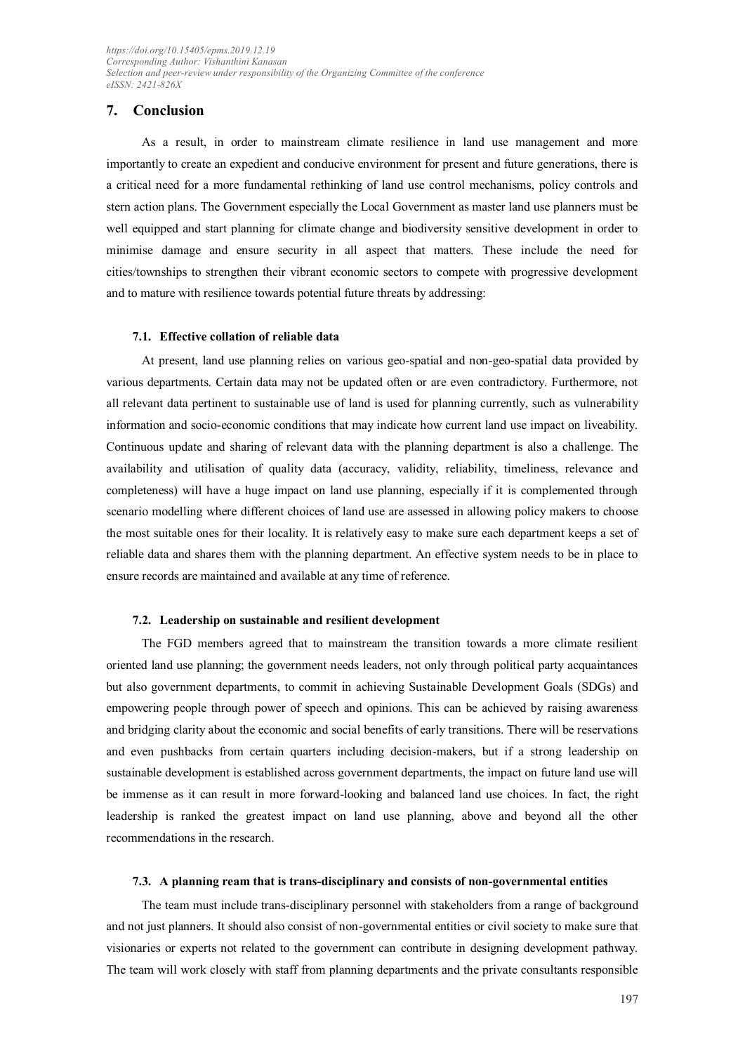## 7. Conclusion

As a result, in order to mainstream climate resilience in land use management and more importantly to create an expedient and conducive environment for present and future generations, there is a critical need for a more fundamental rethinking of land use control mechanisms, policy controls and stern action plans. The Government especially the Local Government as master land use planners must be well equipped and start planning for climate change and biodiversity sensitive development in order to minimise damage and ensure security in all aspect that matters. These include the need for cities/townships to strengthen their vibrant economic sectors to compete with progressive development and to mature with resilience towards potential future threats by addressing:

### 7.1. Effective collation of reliable data

At present, land use planning relies on various geo-spatial and non-geo-spatial data provided by various departments. Certain data may not be updated often or are even contradictory. Furthermore, not all relevant data pertinent to sustainable use of land is used for planning currently, such as vulnerability information and socio-economic conditions that may indicate how current land use impact on liveability. Continuous update and sharing of relevant data with the planning department is also a challenge. The availability and utilisation of quality data (accuracy, validity, reliability, timeliness, relevance and completeness) will have a huge impact on land use planning, especially if it is complemented through scenario modelling where different choices of land use are assessed in allowing policy makers to choose the most suitable ones for their locality. It is relatively easy to make sure each department keeps a set of reliable data and shares them with the planning department. An effective system needs to be in place to ensure records are maintained and available at any time of reference.

### 7.2. Leadership on sustainable and resilient development

The FGD members agreed that to mainstream the transition towards a more climate resilient oriented land use planning; the government needs leaders, not only through political party acquaintances but also government departments, to commit in achieving Sustainable Development Goals (SDGs) and empowering people through power of speech and opinions. This can be achieved by raising awareness and bridging clarity about the economic and social benefits of early transitions. There will be reservations and even pushbacks from certain quarters including decision-makers, but if a strong leadership on sustainable development is established across government departments, the impact on future land use will be immense as it can result in more forward-looking and balanced land use choices. In fact, the right leadership is ranked the greatest impact on land use planning, above and beyond all the other recommendations in the research.

### 7.3. A planning ream that is trans-disciplinary and consists of non-governmental entities

The team must include trans-disciplinary personnel with stakeholders from a range of background and not just planners. It should also consist of non-governmental entities or civil society to make sure that visionaries or experts not related to the government can contribute in designing development pathway. The team will work closely with staff from planning departments and the private consultants responsible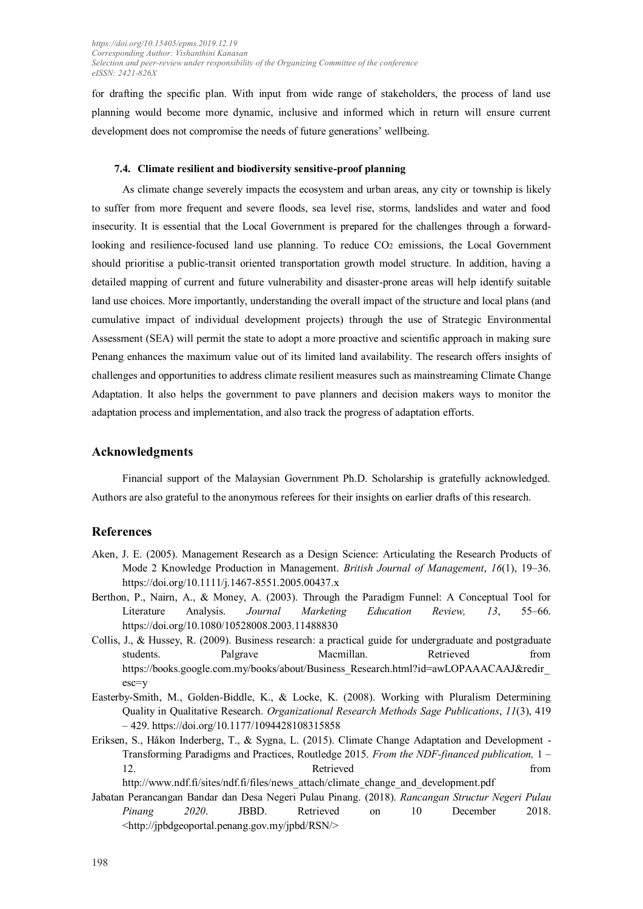for drafting the specific plan. With input from wide range of stakeholders, the process of land use planning would become more dynamic, inclusive and informed which in return will ensure current development does not compromise the needs of future generations' wellbeing.

### 7.4. Climate resilient and biodiversity sensitive-proof planning

As climate change severely impacts the ecosystem and urban areas, any city or township is likely to suffer from more frequent and severe floods, sea level rise, storms, landslides and water and food insecurity. It is essential that the Local Government is prepared for the challenges through a forward-looking and resilience-focused land use planning. To reduce $CO_2$ emissions, the Local Government should prioritise a public-transit oriented transportation growth model structure. In addition, having a detailed mapping of current and future vulnerability and disaster-prone areas will help identify suitable land use choices. More importantly, understanding the overall impact of the structure and local plans (and cumulative impact of individual development projects) through the use of Strategic Environmental Assessment (SEA) will permit the state to adopt a more proactive and scientific approach in making sure Penang enhances the maximum value out of its limited land availability. The research offers insights of challenges and opportunities to address climate resilient measures such as mainstreaming Climate Change Adaptation. It also helps the government to pave planners and decision makers ways to monitor the adaptation process and implementation, and also track the progress of adaptation efforts.

## Acknowledgments

Financial support of the Malaysian Government Ph.D. Scholarship is gratefully acknowledged. Authors are also grateful to the anonymous referees for their insights on earlier drafts of this research.

## References

Aken, J. E. (2005). Management Research as a Design Science: Articulating the Research Products of Mode 2 Knowledge Production in Management. *British Journal of Management*, *16*(1), 19–36. https://doi.org/10.1111/j.1467-8551.2005.00437.x

Berthon, P., Nairn, A., & Money, A. (2003). Through the Paradigm Funnel: A Conceptual Tool for Literature Analysis. *Journal Marketing Education Review, 13*, 55–66. https://doi.org/10.1080/10528008.2003.11488830

Collis, J., & Hussey, R. (2009). Business research: a practical guide for undergraduate and postgraduate students. Palgrave Macmillan. Retrieved from https://books.google.com.my/books/about/Business_Research.html?id=awLOPAAACAAJ&redir_esc=y

Easterby-Smith, M., Golden-Biddle, K., & Locke, K. (2008). Working with Pluralism Determining Quality in Qualitative Research. *Organizational Research Methods Sage Publications*, *11*(3), 419 – 429. https://doi.org/10.1177/1094428108315858

Eriksen, S., Håkon Inderberg, T., & Sygna, L. (2015). Climate Change Adaptation and Development - Transforming Paradigms and Practices, Routledge 2015. *From the NDF-financed publication,* 1 – 12. Retrieved from http://www.ndf.fi/sites/ndf.fi/files/news_attach/climate_change_and_development.pdf

Jabatan Perancangan Bandar dan Desa Negeri Pulau Pinang. (2018). *Rancangan Structur Negeri Pulau Pinang 2020*. JBBD. Retrieved on 10 December 2018. <http://jpbdgeoportal.penang.gov.my/jpbd/RSN/>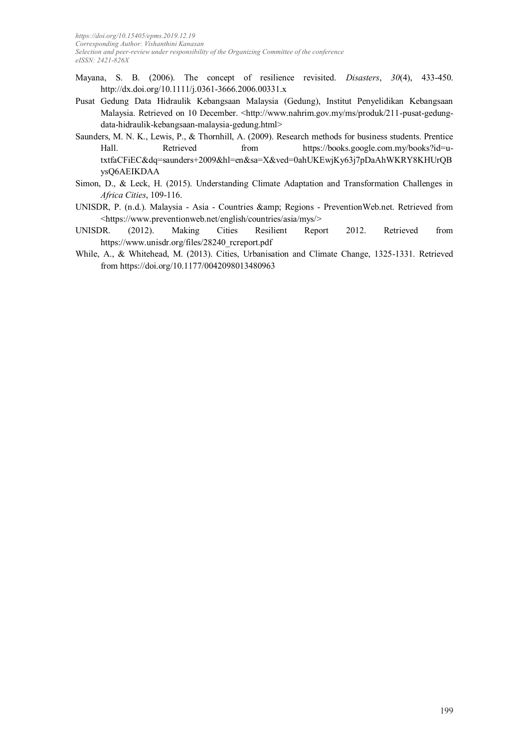Mayana, S. B. (2006). The concept of resilience revisited. *Disasters*, *30*(4), 433-450. http://dx.doi.org/10.1111/j.0361-3666.2006.00331.x

Pusat Gedung Data Hidraulik Kebangsaan Malaysia (Gedung), Institut Penyelidikan Kebangsaan Malaysia. Retrieved on 10 December. <http://www.nahrim.gov.my/ms/produk/211-pusat-gedung-data-hidraulik-kebangsaan-malaysia-gedung.html>

Saunders, M. N. K., Lewis, P., & Thornhill, A. (2009). Research methods for business students. Prentice Hall. Retrieved from https://books.google.com.my/books?id=u-txtfaCFiEC&dq=saunders+2009&hl=en&sa=X&ved=0ahUKEwjKy63j7pDaAhWKRY8KHUrQBysQ6AEIKDAA

Simon, D., & Leck, H. (2015). Understanding Climate Adaptation and Transformation Challenges in *Africa Cities*, 109-116.

UNISDR, P. (n.d.). Malaysia - Asia - Countries &amp; Regions - PreventionWeb.net. Retrieved from <https://www.preventionweb.net/english/countries/asia/mys/>

UNISDR. (2012). Making Cities Resilient Report 2012. Retrieved from https://www.unisdr.org/files/28240_rcreport.pdf

While, A., & Whitehead, M. (2013). Cities, Urbanisation and Climate Change, 1325-1331. Retrieved from https://doi.org/10.1177/0042098013480963